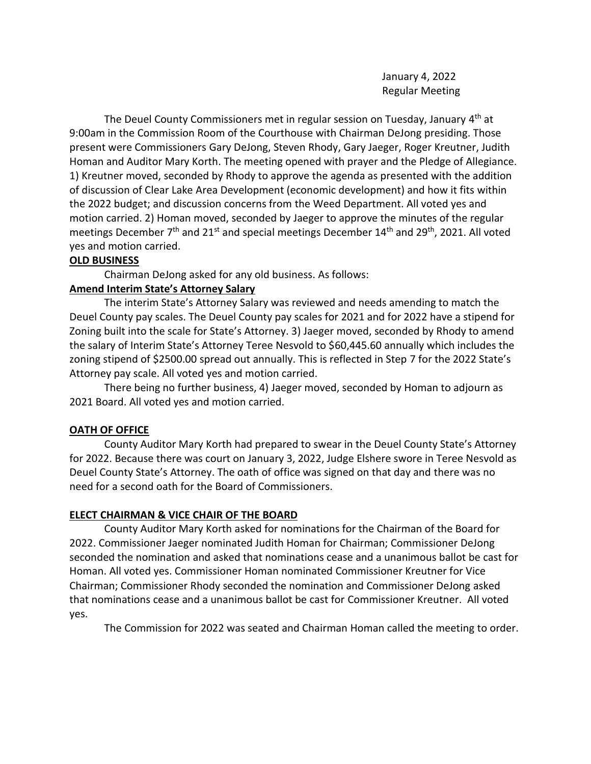January 4, 2022
Regular Meeting

The Deuel County Commissioners met in regular session on Tuesday, January 4th at 9:00am in the Commission Room of the Courthouse with Chairman DeJong presiding. Those present were Commissioners Gary DeJong, Steven Rhody, Gary Jaeger, Roger Kreutner, Judith Homan and Auditor Mary Korth. The meeting opened with prayer and the Pledge of Allegiance. 1) Kreutner moved, seconded by Rhody to approve the agenda as presented with the addition of discussion of Clear Lake Area Development (economic development) and how it fits within the 2022 budget; and discussion concerns from the Weed Department. All voted yes and motion carried. 2) Homan moved, seconded by Jaeger to approve the minutes of the regular meetings December 7th and 21st and special meetings December 14th and 29th, 2021. All voted yes and motion carried.

**OLD BUSINESS**

Chairman DeJong asked for any old business. As follows:

**Amend Interim State's Attorney Salary**

The interim State's Attorney Salary was reviewed and needs amending to match the Deuel County pay scales. The Deuel County pay scales for 2021 and for 2022 have a stipend for Zoning built into the scale for State's Attorney. 3) Jaeger moved, seconded by Rhody to amend the salary of Interim State's Attorney Teree Nesvold to $60,445.60 annually which includes the zoning stipend of $2500.00 spread out annually. This is reflected in Step 7 for the 2022 State's Attorney pay scale. All voted yes and motion carried.

There being no further business, 4) Jaeger moved, seconded by Homan to adjourn as 2021 Board. All voted yes and motion carried.

**OATH OF OFFICE**

County Auditor Mary Korth had prepared to swear in the Deuel County State's Attorney for 2022. Because there was court on January 3, 2022, Judge Elshere swore in Teree Nesvold as Deuel County State's Attorney. The oath of office was signed on that day and there was no need for a second oath for the Board of Commissioners.

**ELECT CHAIRMAN & VICE CHAIR OF THE BOARD**

County Auditor Mary Korth asked for nominations for the Chairman of the Board for 2022. Commissioner Jaeger nominated Judith Homan for Chairman; Commissioner DeJong seconded the nomination and asked that nominations cease and a unanimous ballot be cast for Homan. All voted yes. Commissioner Homan nominated Commissioner Kreutner for Vice Chairman; Commissioner Rhody seconded the nomination and Commissioner DeJong asked that nominations cease and a unanimous ballot be cast for Commissioner Kreutner. All voted yes.

The Commission for 2022 was seated and Chairman Homan called the meeting to order.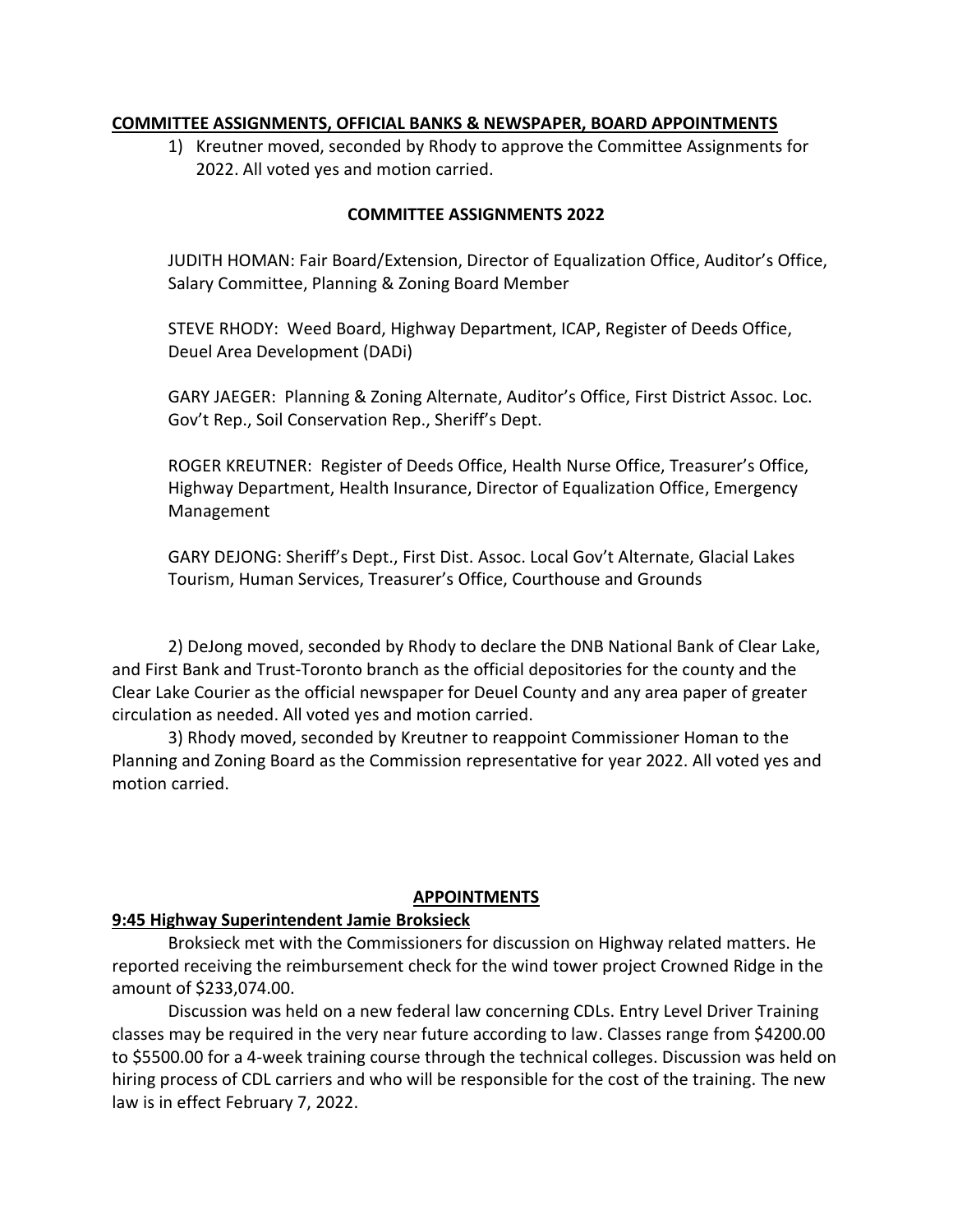## COMMITTEE ASSIGNMENTS, OFFICIAL BANKS & NEWSPAPER, BOARD APPOINTMENTS

1) Kreutner moved, seconded by Rhody to approve the Committee Assignments for 2022. All voted yes and motion carried.

### COMMITTEE ASSIGNMENTS 2022

JUDITH HOMAN: Fair Board/Extension, Director of Equalization Office, Auditor's Office, Salary Committee, Planning & Zoning Board Member

STEVE RHODY: Weed Board, Highway Department, ICAP, Register of Deeds Office, Deuel Area Development (DADi)

GARY JAEGER: Planning & Zoning Alternate, Auditor's Office, First District Assoc. Loc. Gov't Rep., Soil Conservation Rep., Sheriff's Dept.

ROGER KREUTNER: Register of Deeds Office, Health Nurse Office, Treasurer's Office, Highway Department, Health Insurance, Director of Equalization Office, Emergency Management

GARY DEJONG: Sheriff's Dept., First Dist. Assoc. Local Gov't Alternate, Glacial Lakes Tourism, Human Services, Treasurer's Office, Courthouse and Grounds

2) DeJong moved, seconded by Rhody to declare the DNB National Bank of Clear Lake, and First Bank and Trust-Toronto branch as the official depositories for the county and the Clear Lake Courier as the official newspaper for Deuel County and any area paper of greater circulation as needed. All voted yes and motion carried.

3) Rhody moved, seconded by Kreutner to reappoint Commissioner Homan to the Planning and Zoning Board as the Commission representative for year 2022. All voted yes and motion carried.

## APPOINTMENTS

### 9:45 Highway Superintendent Jamie Broksieck

Broksieck met with the Commissioners for discussion on Highway related matters. He reported receiving the reimbursement check for the wind tower project Crowned Ridge in the amount of $233,074.00.

Discussion was held on a new federal law concerning CDLs. Entry Level Driver Training classes may be required in the very near future according to law. Classes range from $4200.00 to $5500.00 for a 4-week training course through the technical colleges. Discussion was held on hiring process of CDL carriers and who will be responsible for the cost of the training. The new law is in effect February 7, 2022.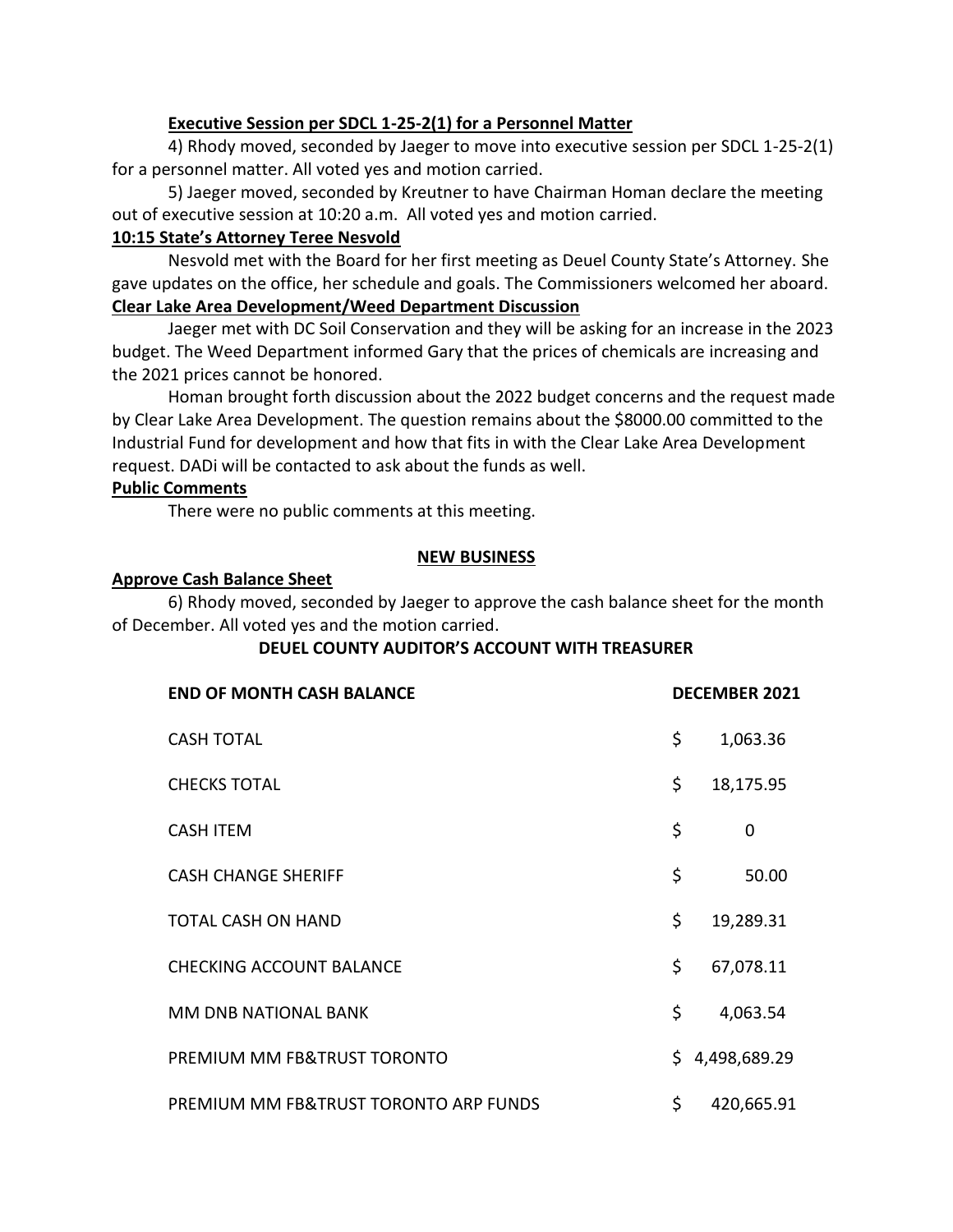**Executive Session per SDCL 1-25-2(1) for a Personnel Matter**

4) Rhody moved, seconded by Jaeger to move into executive session per SDCL 1-25-2(1) for a personnel matter. All voted yes and motion carried.

5) Jaeger moved, seconded by Kreutner to have Chairman Homan declare the meeting out of executive session at 10:20 a.m. All voted yes and motion carried.

**10:15 State's Attorney Teree Nesvold**

Nesvold met with the Board for her first meeting as Deuel County State's Attorney. She gave updates on the office, her schedule and goals. The Commissioners welcomed her aboard.

**Clear Lake Area Development/Weed Department Discussion**

Jaeger met with DC Soil Conservation and they will be asking for an increase in the 2023 budget. The Weed Department informed Gary that the prices of chemicals are increasing and the 2021 prices cannot be honored.

Homan brought forth discussion about the 2022 budget concerns and the request made by Clear Lake Area Development. The question remains about the $8000.00 committed to the Industrial Fund for development and how that fits in with the Clear Lake Area Development request. DADi will be contacted to ask about the funds as well.

**Public Comments**

There were no public comments at this meeting.

**NEW BUSINESS**

**Approve Cash Balance Sheet**

6) Rhody moved, seconded by Jaeger to approve the cash balance sheet for the month of December. All voted yes and the motion carried.

**DEUEL COUNTY AUDITOR'S ACCOUNT WITH TREASURER**

| **END OF MONTH CASH BALANCE** | **DECEMBER 2021** |
|---|---|
| CASH TOTAL | $ 1,063.36 |
| CHECKS TOTAL | $ 18,175.95 |
| CASH ITEM | $ 0 |
| CASH CHANGE SHERIFF | $ 50.00 |
| TOTAL CASH ON HAND | $ 19,289.31 |
| CHECKING ACCOUNT BALANCE | $ 67,078.11 |
| MM DNB NATIONAL BANK | $ 4,063.54 |
| PREMIUM MM FB&TRUST TORONTO | $ 4,498,689.29 |
| PREMIUM MM FB&TRUST TORONTO ARP FUNDS | $ 420,665.91 |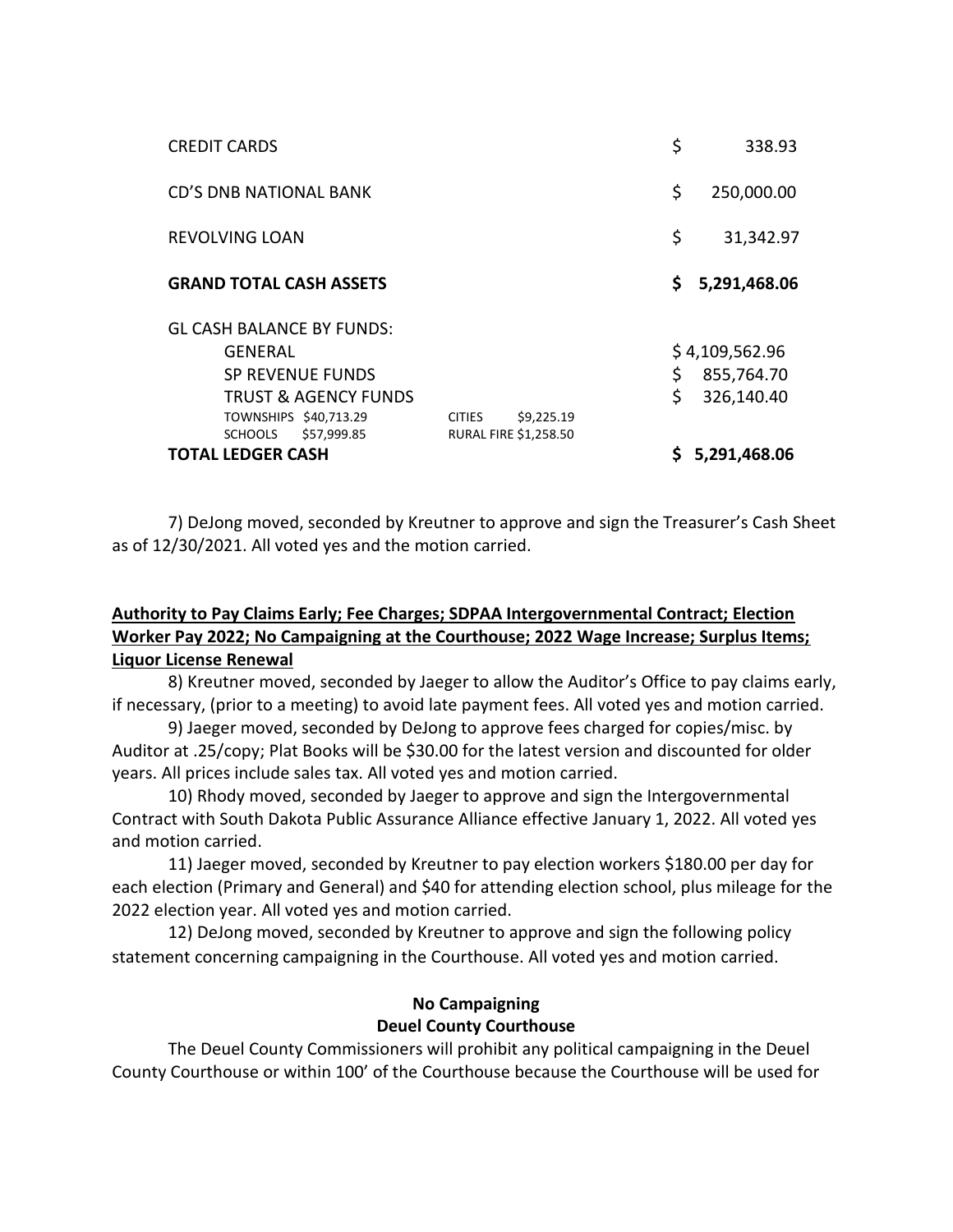| | |
|---|---|
| CREDIT CARDS | $ 338.93 |
| CD'S DNB NATIONAL BANK | $ 250,000.00 |
| REVOLVING LOAN | $ 31,342.97 |
| **GRAND TOTAL CASH ASSETS** | **$ 5,291,468.06** |
| GL CASH BALANCE BY FUNDS: | |
| GENERAL | $ 4,109,562.96 |
| SP REVENUE FUNDS | $ 855,764.70 |
| TRUST & AGENCY FUNDS | $ 326,140.40 |
| TOWNSHIPS $40,713.29 CITIES $9,225.19 | |
| SCHOOLS $57,999.85 RURAL FIRE $1,258.50 | |
| **TOTAL LEDGER CASH** | **$ 5,291,468.06** |

7) DeJong moved, seconded by Kreutner to approve and sign the Treasurer's Cash Sheet as of 12/30/2021. All voted yes and the motion carried.

**Authority to Pay Claims Early; Fee Charges; SDPAA Intergovernmental Contract; Election Worker Pay 2022; No Campaigning at the Courthouse; 2022 Wage Increase; Surplus Items; Liquor License Renewal**

8) Kreutner moved, seconded by Jaeger to allow the Auditor's Office to pay claims early, if necessary, (prior to a meeting) to avoid late payment fees. All voted yes and motion carried.

9) Jaeger moved, seconded by DeJong to approve fees charged for copies/misc. by Auditor at .25/copy; Plat Books will be $30.00 for the latest version and discounted for older years. All prices include sales tax. All voted yes and motion carried.

10) Rhody moved, seconded by Jaeger to approve and sign the Intergovernmental Contract with South Dakota Public Assurance Alliance effective January 1, 2022. All voted yes and motion carried.

11) Jaeger moved, seconded by Kreutner to pay election workers $180.00 per day for each election (Primary and General) and $40 for attending election school, plus mileage for the 2022 election year. All voted yes and motion carried.

12) DeJong moved, seconded by Kreutner to approve and sign the following policy statement concerning campaigning in the Courthouse. All voted yes and motion carried.

**No Campaigning**
**Deuel County Courthouse**

The Deuel County Commissioners will prohibit any political campaigning in the Deuel County Courthouse or within 100' of the Courthouse because the Courthouse will be used for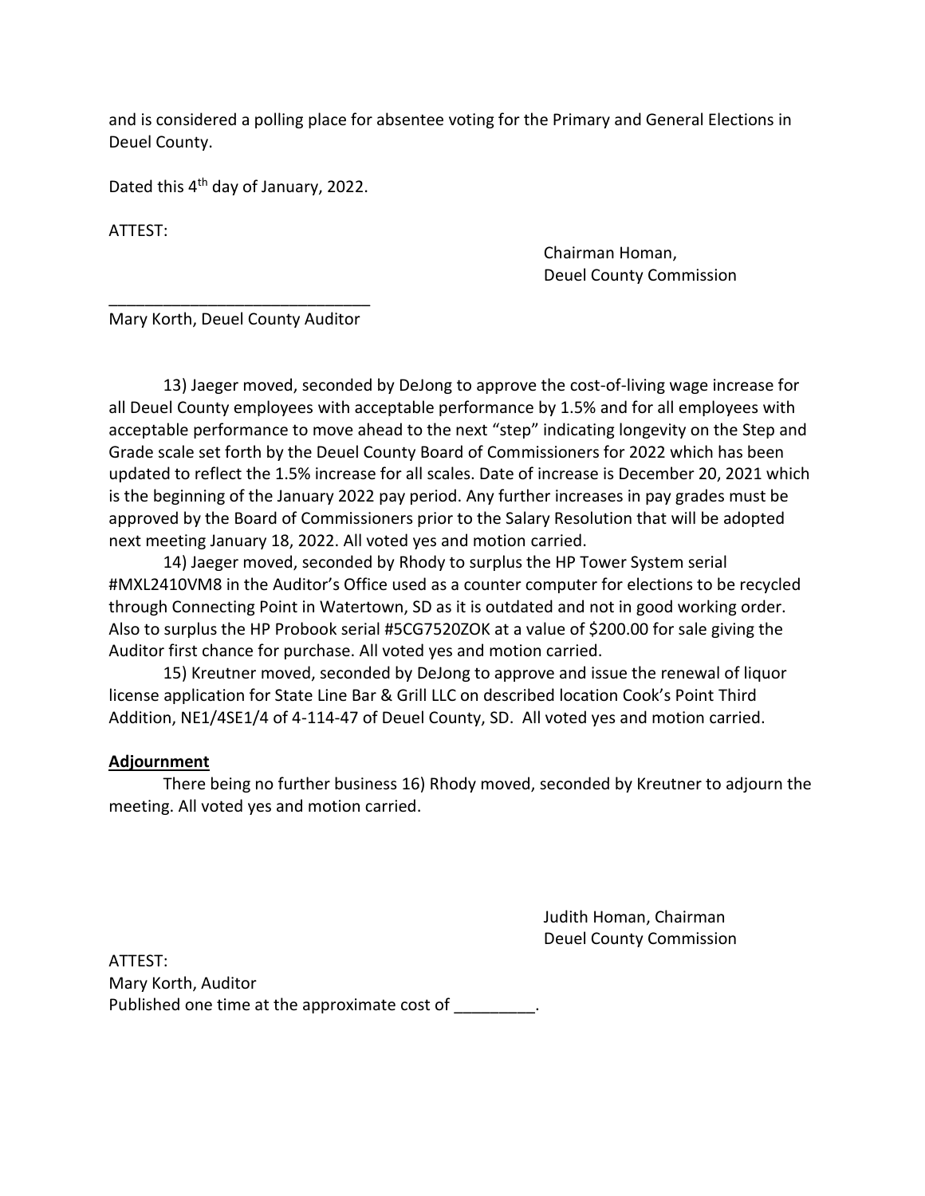and is considered a polling place for absentee voting for the Primary and General Elections in Deuel County.

Dated this 4th day of January, 2022.

ATTEST:

Chairman Homan,
Deuel County Commission

_____________________________
Mary Korth, Deuel County Auditor

13) Jaeger moved, seconded by DeJong to approve the cost-of-living wage increase for all Deuel County employees with acceptable performance by 1.5% and for all employees with acceptable performance to move ahead to the next "step" indicating longevity on the Step and Grade scale set forth by the Deuel County Board of Commissioners for 2022 which has been updated to reflect the 1.5% increase for all scales. Date of increase is December 20, 2021 which is the beginning of the January 2022 pay period. Any further increases in pay grades must be approved by the Board of Commissioners prior to the Salary Resolution that will be adopted next meeting January 18, 2022. All voted yes and motion carried.

14) Jaeger moved, seconded by Rhody to surplus the HP Tower System serial #MXL2410VM8 in the Auditor's Office used as a counter computer for elections to be recycled through Connecting Point in Watertown, SD as it is outdated and not in good working order. Also to surplus the HP Probook serial #5CG7520ZOK at a value of $200.00 for sale giving the Auditor first chance for purchase. All voted yes and motion carried.

15) Kreutner moved, seconded by DeJong to approve and issue the renewal of liquor license application for State Line Bar & Grill LLC on described location Cook's Point Third Addition, NE1/4SE1/4 of 4-114-47 of Deuel County, SD. All voted yes and motion carried.

**Adjournment**

There being no further business 16) Rhody moved, seconded by Kreutner to adjourn the meeting. All voted yes and motion carried.

Judith Homan, Chairman
Deuel County Commission

ATTEST:
Mary Korth, Auditor
Published one time at the approximate cost of _________.